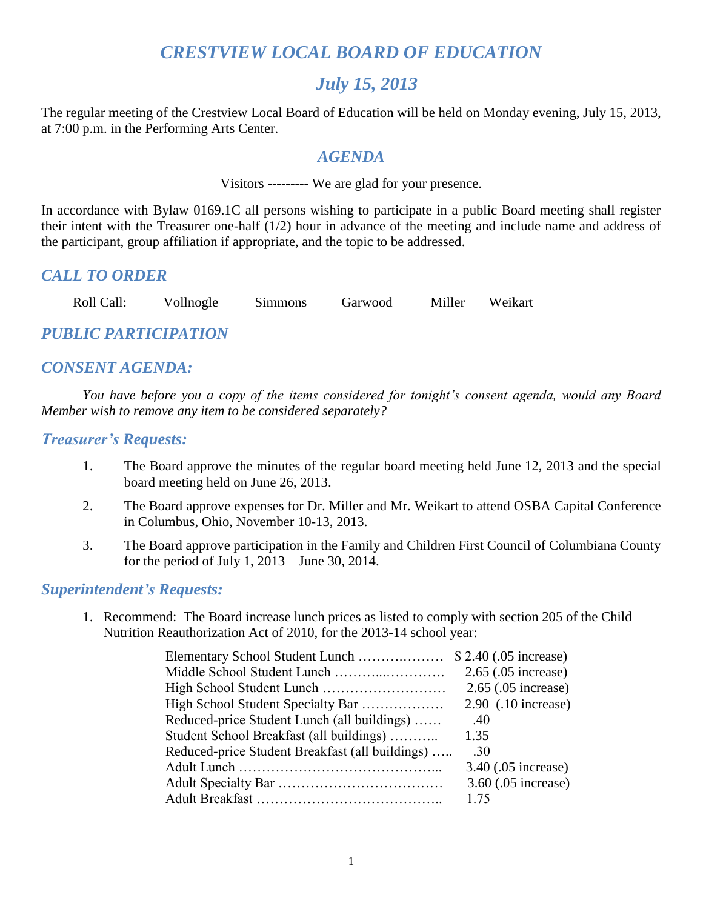# *CRESTVIEW LOCAL BOARD OF EDUCATION*

# *July 15, 2013*

The regular meeting of the Crestview Local Board of Education will be held on Monday evening, July 15, 2013, at 7:00 p.m. in the Performing Arts Center.

## *AGENDA*

Visitors --------- We are glad for your presence.

In accordance with Bylaw 0169.1C all persons wishing to participate in a public Board meeting shall register their intent with the Treasurer one-half (1/2) hour in advance of the meeting and include name and address of the participant, group affiliation if appropriate, and the topic to be addressed.

## *CALL TO ORDER*

Roll Call: Vollnogle Simmons Garwood Miller Weikart

## *PUBLIC PARTICIPATION*

## *CONSENT AGENDA:*

*You have before you a copy of the items considered for tonight's consent agenda, would any Board Member wish to remove any item to be considered separately?*

### *Treasurer's Requests:*

1. The Board approve the minutes of the regular board meeting held June 12, 2013 and the special board meeting held on June 26, 2013.
2. The Board approve expenses for Dr. Miller and Mr. Weikart to attend OSBA Capital Conference in Columbus, Ohio, November 10-13, 2013.
3. The Board approve participation in the Family and Children First Council of Columbiana County for the period of July 1, 2013 – June 30, 2014.

### *Superintendent's Requests:*

1. Recommend: The Board increase lunch prices as listed to comply with section 205 of the Child Nutrition Reauthorization Act of 2010, for the 2013-14 school year:

| | |
|---|---|
| Elementary School Student Lunch ………………… | $ 2.40 (.05 increase) |
| Middle School Student Lunch ………..…………. | 2.65 (.05 increase) |
| High School Student Lunch ……………………… | 2.65 (.05 increase) |
| High School Student Specialty Bar ……………… | 2.90 (.10 increase) |
| Reduced-price Student Lunch (all buildings) …… | .40 |
| Student School Breakfast (all buildings) ……….. | 1.35 |
| Reduced-price Student Breakfast (all buildings) ….. | .30 |
| Adult Lunch ……………………………………... | 3.40 (.05 increase) |
| Adult Specialty Bar ……………………………… | 3.60 (.05 increase) |
| Adult Breakfast ………………………………….. | 1.75 |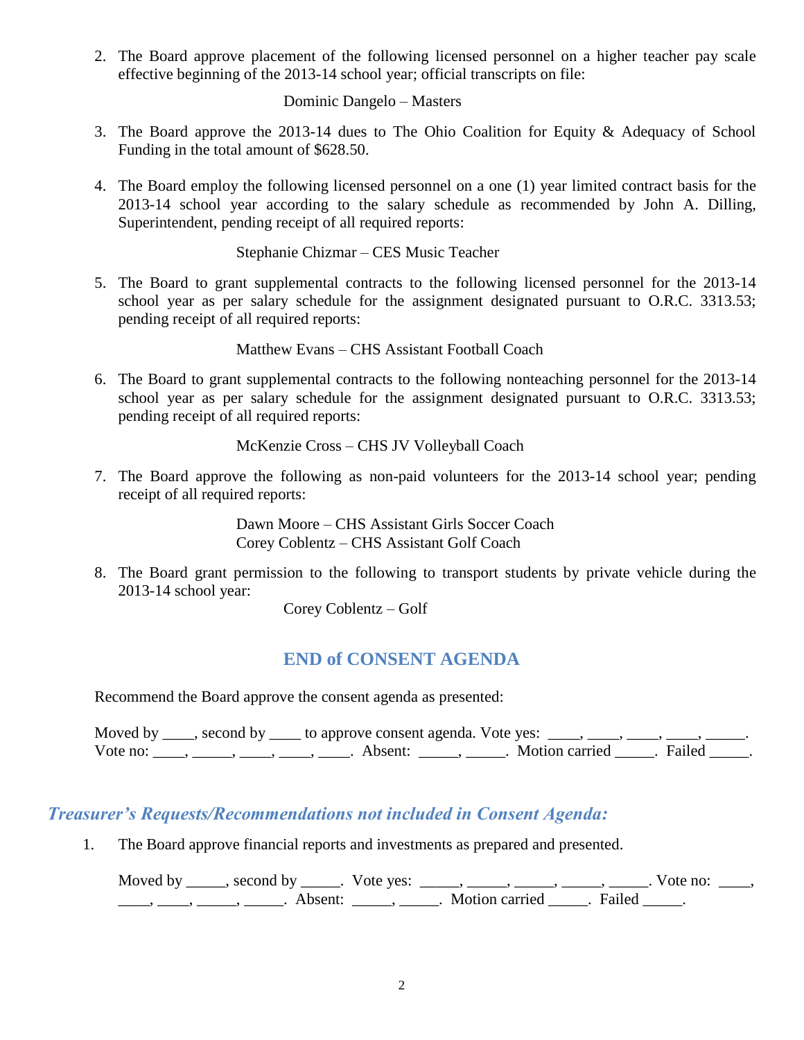2. The Board approve placement of the following licensed personnel on a higher teacher pay scale effective beginning of the 2013-14 school year; official transcripts on file:

   Dominic Dangelo – Masters

3. The Board approve the 2013-14 dues to The Ohio Coalition for Equity & Adequacy of School Funding in the total amount of $628.50.

4. The Board employ the following licensed personnel on a one (1) year limited contract basis for the 2013-14 school year according to the salary schedule as recommended by John A. Dilling, Superintendent, pending receipt of all required reports:

   Stephanie Chizmar – CES Music Teacher

5. The Board to grant supplemental contracts to the following licensed personnel for the 2013-14 school year as per salary schedule for the assignment designated pursuant to O.R.C. 3313.53; pending receipt of all required reports:

   Matthew Evans – CHS Assistant Football Coach

6. The Board to grant supplemental contracts to the following nonteaching personnel for the 2013-14 school year as per salary schedule for the assignment designated pursuant to O.R.C. 3313.53; pending receipt of all required reports:

   McKenzie Cross – CHS JV Volleyball Coach

7. The Board approve the following as non-paid volunteers for the 2013-14 school year; pending receipt of all required reports:

   Dawn Moore – CHS Assistant Girls Soccer Coach
   Corey Coblentz – CHS Assistant Golf Coach

8. The Board grant permission to the following to transport students by private vehicle during the 2013-14 school year:

   Corey Coblentz – Golf

## END of CONSENT AGENDA

Recommend the Board approve the consent agenda as presented:

Moved by ____, second by ____ to approve consent agenda. Vote yes: ____, ____, ____, ____, _____. Vote no: ____, _____, ____, ____, ____. Absent: _____, _____. Motion carried _____. Failed _____.

## *Treasurer's Requests/Recommendations not included in Consent Agenda:*

1. The Board approve financial reports and investments as prepared and presented.

   Moved by _____, second by _____. Vote yes: _____, _____, _____, _____, _____. Vote no: ____, ____, ____, _____, _____. Absent: _____, _____. Motion carried _____. Failed _____.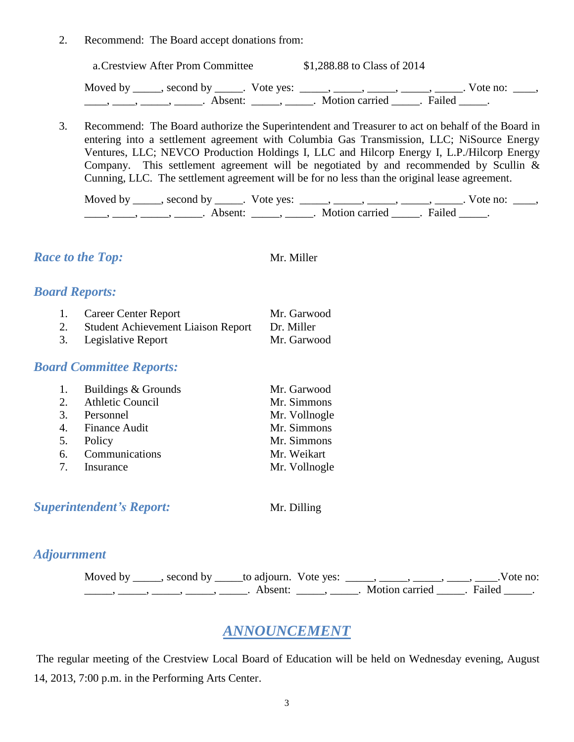2. Recommend: The Board accept donations from:

   a. Crestview After Prom Committee $1,288.88 to Class of 2014

   Moved by _____, second by _____. Vote yes: _____, _____, _____, _____, _____. Vote no: ____, ____, ____, _____, _____. Absent: _____, _____. Motion carried _____. Failed _____.

3. Recommend: The Board authorize the Superintendent and Treasurer to act on behalf of the Board in entering into a settlement agreement with Columbia Gas Transmission, LLC; NiSource Energy Ventures, LLC; NEVCO Production Holdings I, LLC and Hilcorp Energy I, L.P./Hilcorp Energy Company. This settlement agreement will be negotiated by and recommended by Scullin & Cunning, LLC. The settlement agreement will be for no less than the original lease agreement.

   Moved by _____, second by _____. Vote yes: _____, _____, _____, _____, _____. Vote no: ____, ____, ____, _____, _____. Absent: _____, _____. Motion carried _____. Failed _____.

## *Race to the Top:* Mr. Miller

## *Board Reports:*

1. Career Center Report — Mr. Garwood
2. Student Achievement Liaison Report — Dr. Miller
3. Legislative Report — Mr. Garwood

## *Board Committee Reports:*

1. Buildings & Grounds — Mr. Garwood
2. Athletic Council — Mr. Simmons
3. Personnel — Mr. Vollnogle
4. Finance Audit — Mr. Simmons
5. Policy — Mr. Simmons
6. Communications — Mr. Weikart
7. Insurance — Mr. Vollnogle

## *Superintendent's Report:* Mr. Dilling

## *Adjournment*

Moved by _____, second by _____to adjourn. Vote yes: _____, _____, _____, ____, ____.Vote no: _____, _____, _____, _____, _____. Absent: _____, _____. Motion carried _____. Failed _____.

## *ANNOUNCEMENT*

The regular meeting of the Crestview Local Board of Education will be held on Wednesday evening, August 14, 2013, 7:00 p.m. in the Performing Arts Center.